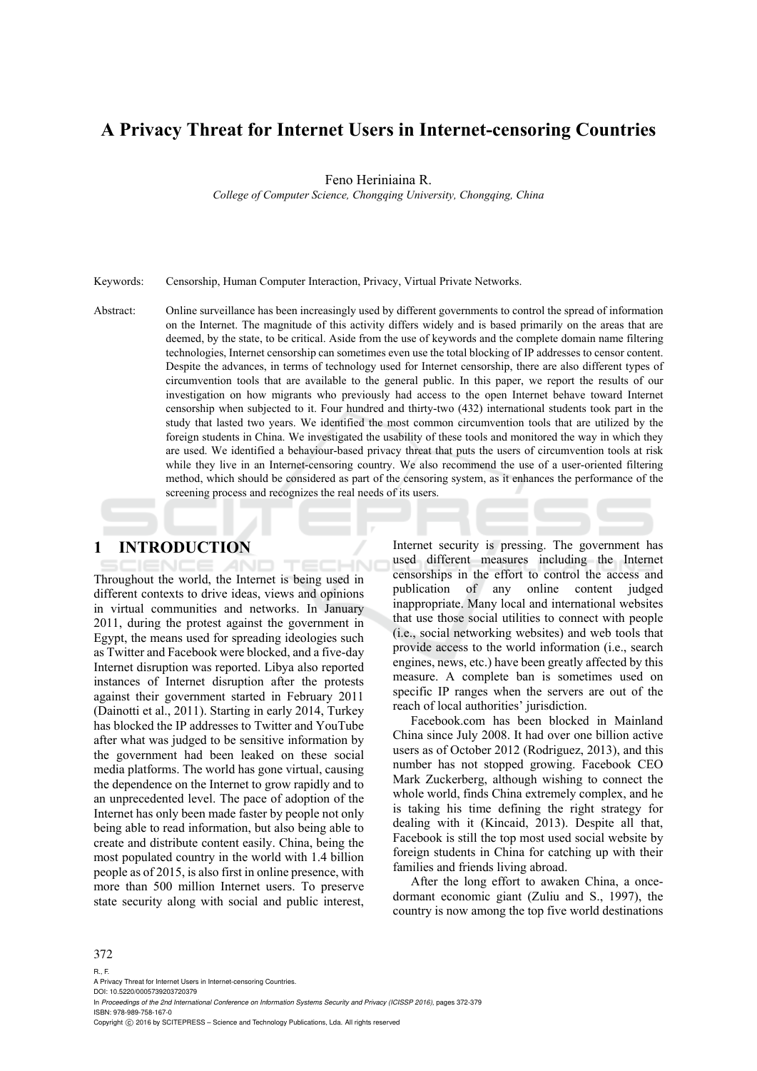# A Privacy Threat for Internet Users in Internet-censoring Countries

Feno Heriniaina R.

*College of Computer Science, Chongqing University, Chongqing, China*

Keywords: Censorship, Human Computer Interaction, Privacy, Virtual Private Networks.

Abstract: Online surveillance has been increasingly used by different governments to control the spread of information on the Internet. The magnitude of this activity differs widely and is based primarily on the areas that are deemed, by the state, to be critical. Aside from the use of keywords and the complete domain name filtering technologies, Internet censorship can sometimes even use the total blocking of IP addresses to censor content. Despite the advances, in terms of technology used for Internet censorship, there are also different types of circumvention tools that are available to the general public. In this paper, we report the results of our investigation on how migrants who previously had access to the open Internet behave toward Internet censorship when subjected to it. Four hundred and thirty-two (432) international students took part in the study that lasted two years. We identified the most common circumvention tools that are utilized by the foreign students in China. We investigated the usability of these tools and monitored the way in which they are used. We identified a behaviour-based privacy threat that puts the users of circumvention tools at risk while they live in an Internet-censoring country. We also recommend the use of a user-oriented filtering method, which should be considered as part of the censoring system, as it enhances the performance of the screening process and recognizes the real needs of its users.

## 1 INTRODUCTION

Throughout the world, the Internet is being used in different contexts to drive ideas, views and opinions in virtual communities and networks. In January 2011, during the protest against the government in Egypt, the means used for spreading ideologies such as Twitter and Facebook were blocked, and a five-day Internet disruption was reported. Libya also reported instances of Internet disruption after the protests against their government started in February 2011 (Dainotti et al., 2011). Starting in early 2014, Turkey has blocked the IP addresses to Twitter and YouTube after what was judged to be sensitive information by the government had been leaked on these social media platforms. The world has gone virtual, causing the dependence on the Internet to grow rapidly and to an unprecedented level. The pace of adoption of the Internet has only been made faster by people not only being able to read information, but also being able to create and distribute content easily. China, being the most populated country in the world with 1.4 billion people as of 2015, is also first in online presence, with more than 500 million Internet users. To preserve state security along with social and public interest, Internet security is pressing. The government has used different measures including the Internet censorships in the effort to control the access and publication of any online content judged inappropriate. Many local and international websites that use those social utilities to connect with people (i.e., social networking websites) and web tools that provide access to the world information (i.e., search engines, news, etc.) have been greatly affected by this measure. A complete ban is sometimes used on specific IP ranges when the servers are out of the reach of local authorities' jurisdiction.

Facebook.com has been blocked in Mainland China since July 2008. It had over one billion active users as of October 2012 (Rodriguez, 2013), and this number has not stopped growing. Facebook CEO Mark Zuckerberg, although wishing to connect the whole world, finds China extremely complex, and he is taking his time defining the right strategy for dealing with it (Kincaid, 2013). Despite all that, Facebook is still the top most used social website by foreign students in China for catching up with their families and friends living abroad.

After the long effort to awaken China, a once-dormant economic giant (Zuliu and S., 1997), the country is now among the top five world destinations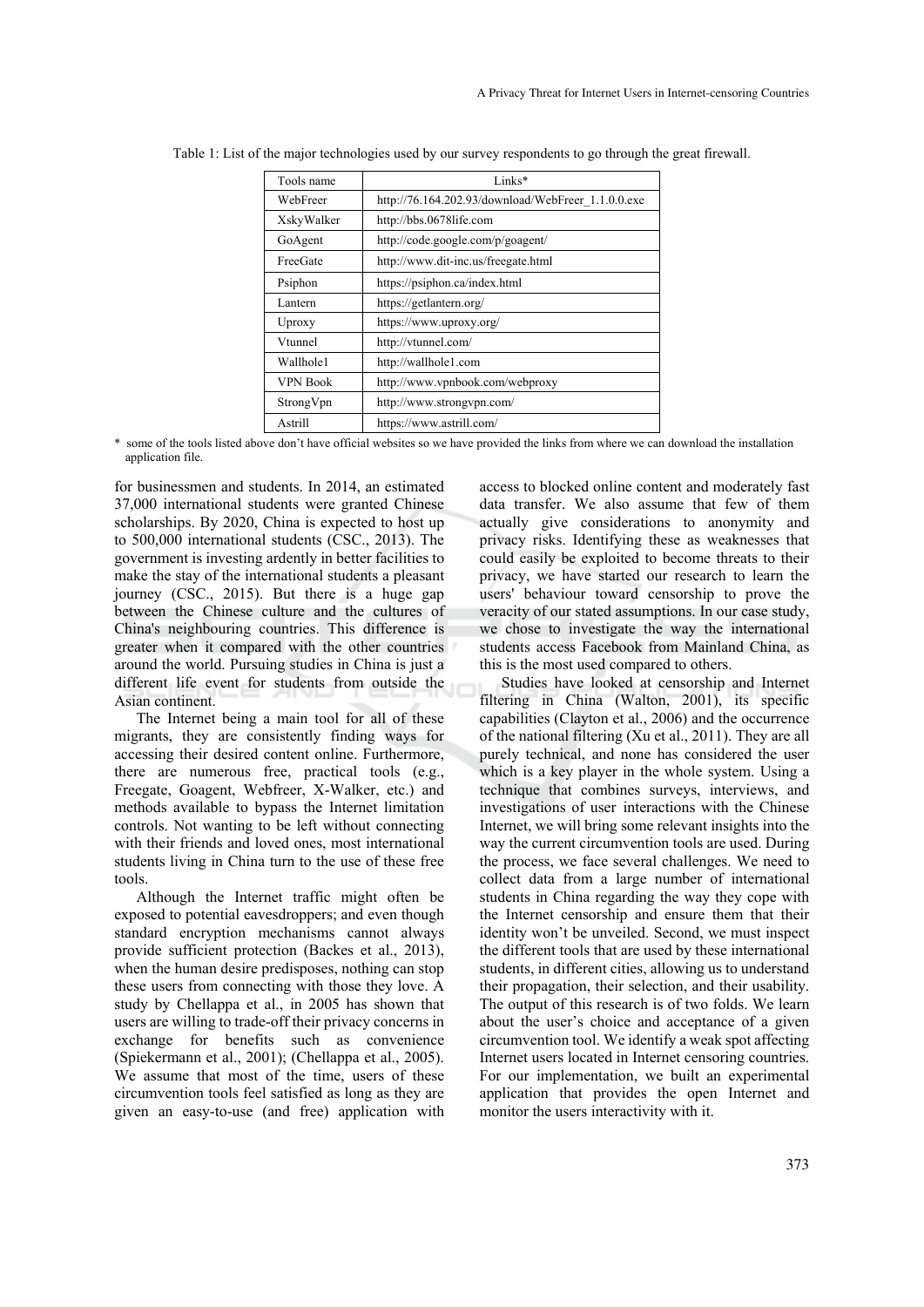Table 1: List of the major technologies used by our survey respondents to go through the great firewall.

| Tools name | Links* |
| --- | --- |
| WebFreer | http://76.164.202.93/download/WebFreer_1.1.0.0.exe |
| XskyWalker | http://bbs.0678life.com |
| GoAgent | http://code.google.com/p/goagent/ |
| FreeGate | http://www.dit-inc.us/freegate.html |
| Psiphon | https://psiphon.ca/index.html |
| Lantern | https://getlantern.org/ |
| Uproxy | https://www.uproxy.org/ |
| Vtunnel | http://vtunnel.com/ |
| Wallhole1 | http://wallhole1.com |
| VPN Book | http://www.vpnbook.com/webproxy |
| StrongVpn | http://www.strongvpn.com/ |
| Astrill | https://www.astrill.com/ |

\* some of the tools listed above don't have official websites so we have provided the links from where we can download the installation application file.

for businessmen and students. In 2014, an estimated 37,000 international students were granted Chinese scholarships. By 2020, China is expected to host up to 500,000 international students (CSC., 2013). The government is investing ardently in better facilities to make the stay of the international students a pleasant journey (CSC., 2015). But there is a huge gap between the Chinese culture and the cultures of China's neighbouring countries. This difference is greater when it compared with the other countries around the world. Pursuing studies in China is just a different life event for students from outside the Asian continent.

The Internet being a main tool for all of these migrants, they are consistently finding ways for accessing their desired content online. Furthermore, there are numerous free, practical tools (e.g., Freegate, Goagent, Webfreer, X-Walker, etc.) and methods available to bypass the Internet limitation controls. Not wanting to be left without connecting with their friends and loved ones, most international students living in China turn to the use of these free tools.

Although the Internet traffic might often be exposed to potential eavesdroppers; and even though standard encryption mechanisms cannot always provide sufficient protection (Backes et al., 2013), when the human desire predisposes, nothing can stop these users from connecting with those they love. A study by Chellappa et al., in 2005 has shown that users are willing to trade-off their privacy concerns in exchange for benefits such as convenience (Spiekermann et al., 2001); (Chellappa et al., 2005). We assume that most of the time, users of these circumvention tools feel satisfied as long as they are given an easy-to-use (and free) application with access to blocked online content and moderately fast data transfer. We also assume that few of them actually give considerations to anonymity and privacy risks. Identifying these as weaknesses that could easily be exploited to become threats to their privacy, we have started our research to learn the users' behaviour toward censorship to prove the veracity of our stated assumptions. In our case study, we chose to investigate the way the international students access Facebook from Mainland China, as this is the most used compared to others.

Studies have looked at censorship and Internet filtering in China (Walton, 2001), its specific capabilities (Clayton et al., 2006) and the occurrence of the national filtering (Xu et al., 2011). They are all purely technical, and none has considered the user which is a key player in the whole system. Using a technique that combines surveys, interviews, and investigations of user interactions with the Chinese Internet, we will bring some relevant insights into the way the current circumvention tools are used. During the process, we face several challenges. We need to collect data from a large number of international students in China regarding the way they cope with the Internet censorship and ensure them that their identity won't be unveiled. Second, we must inspect the different tools that are used by these international students, in different cities, allowing us to understand their propagation, their selection, and their usability. The output of this research is of two folds. We learn about the user's choice and acceptance of a given circumvention tool. We identify a weak spot affecting Internet users located in Internet censoring countries. For our implementation, we built an experimental application that provides the open Internet and monitor the users interactivity with it.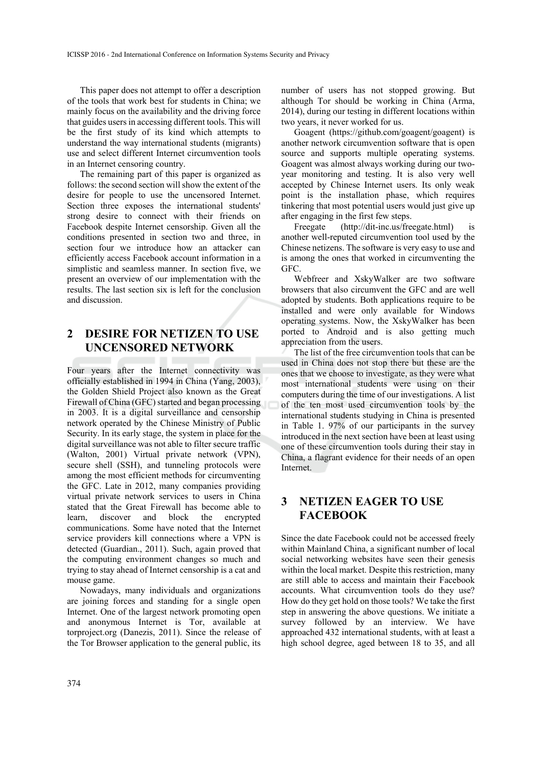This paper does not attempt to offer a description of the tools that work best for students in China; we mainly focus on the availability and the driving force that guides users in accessing different tools. This will be the first study of its kind which attempts to understand the way international students (migrants) use and select different Internet circumvention tools in an Internet censoring country.

The remaining part of this paper is organized as follows: the second section will show the extent of the desire for people to use the uncensored Internet. Section three exposes the international students' strong desire to connect with their friends on Facebook despite Internet censorship. Given all the conditions presented in section two and three, in section four we introduce how an attacker can efficiently access Facebook account information in a simplistic and seamless manner. In section five, we present an overview of our implementation with the results. The last section six is left for the conclusion and discussion.

## 2 DESIRE FOR NETIZEN TO USE UNCENSORED NETWORK

Four years after the Internet connectivity was officially established in 1994 in China (Yang, 2003), the Golden Shield Project also known as the Great Firewall of China (GFC) started and began processing in 2003. It is a digital surveillance and censorship network operated by the Chinese Ministry of Public Security. In its early stage, the system in place for the digital surveillance was not able to filter secure traffic (Walton, 2001) Virtual private network (VPN), secure shell (SSH), and tunneling protocols were among the most efficient methods for circumventing the GFC. Late in 2012, many companies providing virtual private network services to users in China stated that the Great Firewall has become able to learn, discover and block the encrypted communications. Some have noted that the Internet service providers kill connections where a VPN is detected (Guardian., 2011). Such, again proved that the computing environment changes so much and trying to stay ahead of Internet censorship is a cat and mouse game.

Nowadays, many individuals and organizations are joining forces and standing for a single open Internet. One of the largest network promoting open and anonymous Internet is Tor, available at torproject.org (Danezis, 2011). Since the release of the Tor Browser application to the general public, its number of users has not stopped growing. But although Tor should be working in China (Arma, 2014), during our testing in different locations within two years, it never worked for us.

Goagent (https://github.com/goagent/goagent) is another network circumvention software that is open source and supports multiple operating systems. Goagent was almost always working during our two-year monitoring and testing. It is also very well accepted by Chinese Internet users. Its only weak point is the installation phase, which requires tinkering that most potential users would just give up after engaging in the first few steps.

Freegate (http://dit-inc.us/freegate.html) is another well-reputed circumvention tool used by the Chinese netizens. The software is very easy to use and is among the ones that worked in circumventing the GFC.

Webfreer and XskyWalker are two software browsers that also circumvent the GFC and are well adopted by students. Both applications require to be installed and were only available for Windows operating systems. Now, the XskyWalker has been ported to Android and is also getting much appreciation from the users.

The list of the free circumvention tools that can be used in China does not stop there but these are the ones that we choose to investigate, as they were what most international students were using on their computers during the time of our investigations. A list of the ten most used circumvention tools by the international students studying in China is presented in Table 1. 97% of our participants in the survey introduced in the next section have been at least using one of these circumvention tools during their stay in China, a flagrant evidence for their needs of an open Internet.

## 3 NETIZEN EAGER TO USE FACEBOOK

Since the date Facebook could not be accessed freely within Mainland China, a significant number of local social networking websites have seen their genesis within the local market. Despite this restriction, many are still able to access and maintain their Facebook accounts. What circumvention tools do they use? How do they get hold on those tools? We take the first step in answering the above questions. We initiate a survey followed by an interview. We have approached 432 international students, with at least a high school degree, aged between 18 to 35, and all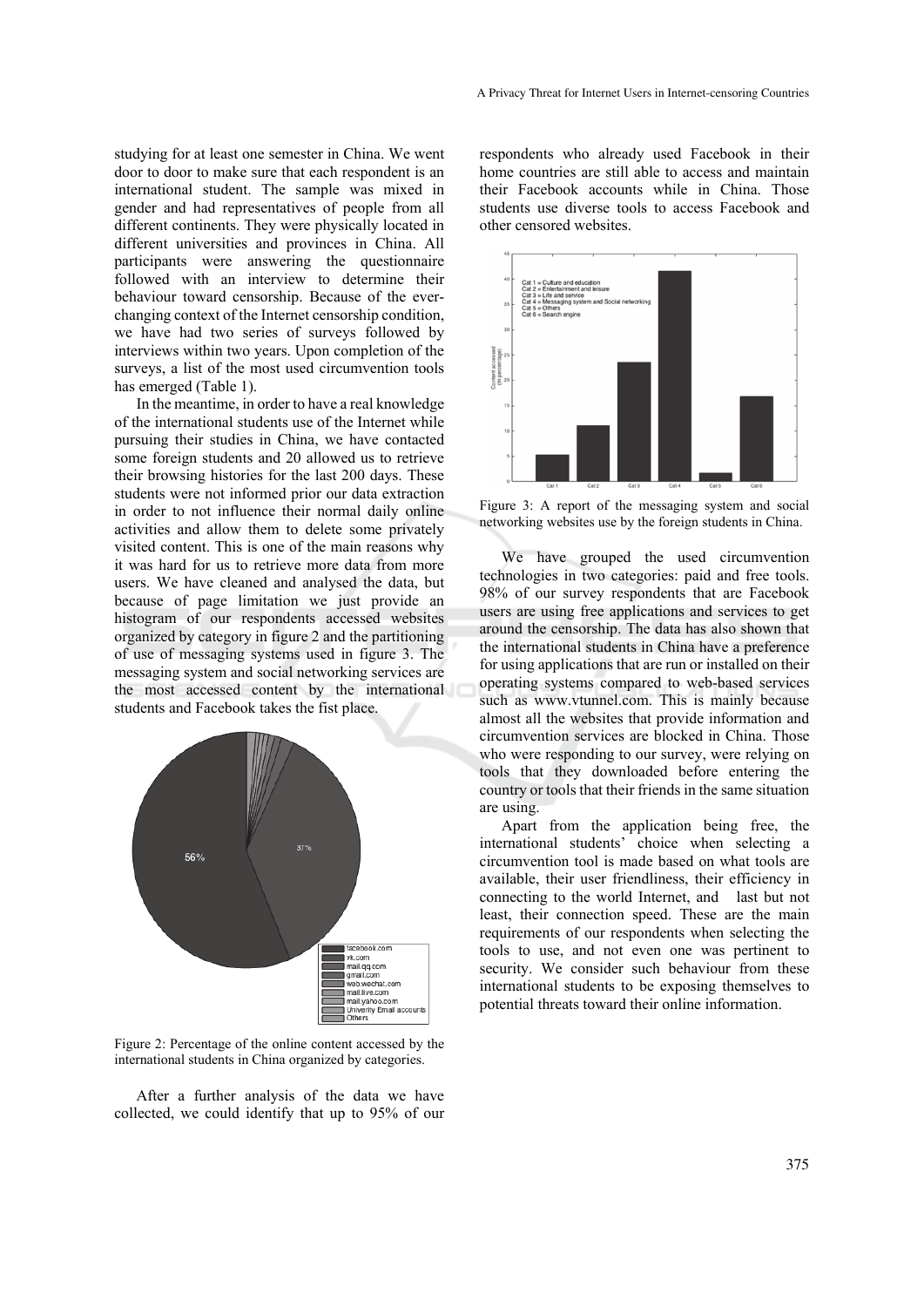studying for at least one semester in China. We went door to door to make sure that each respondent is an international student. The sample was mixed in gender and had representatives of people from all different continents. They were physically located in different universities and provinces in China. All participants were answering the questionnaire followed with an interview to determine their behaviour toward censorship. Because of the ever-changing context of the Internet censorship condition, we have had two series of surveys followed by interviews within two years. Upon completion of the surveys, a list of the most used circumvention tools has emerged (Table 1).

In the meantime, in order to have a real knowledge of the international students use of the Internet while pursuing their studies in China, we have contacted some foreign students and 20 allowed us to retrieve their browsing histories for the last 200 days. These students were not informed prior our data extraction in order to not influence their normal daily online activities and allow them to delete some privately visited content. This is one of the main reasons why it was hard for us to retrieve more data from more users. We have cleaned and analysed the data, but because of page limitation we just provide an histogram of our respondents accessed websites organized by category in figure 2 and the partitioning of use of messaging systems used in figure 3. The messaging system and social networking services are the most accessed content by the international students and Facebook takes the fist place.

Figure 2: Percentage of the online content accessed by the international students in China organized by categories.

After a further analysis of the data we have collected, we could identify that up to 95% of our respondents who already used Facebook in their home countries are still able to access and maintain their Facebook accounts while in China. Those students use diverse tools to access Facebook and other censored websites.

Figure 3: A report of the messaging system and social networking websites use by the foreign students in China.

We have grouped the used circumvention technologies in two categories: paid and free tools. 98% of our survey respondents that are Facebook users are using free applications and services to get around the censorship. The data has also shown that the international students in China have a preference for using applications that are run or installed on their operating systems compared to web-based services such as www.vtunnel.com. This is mainly because almost all the websites that provide information and circumvention services are blocked in China. Those who were responding to our survey, were relying on tools that they downloaded before entering the country or tools that their friends in the same situation are using.

Apart from the application being free, the international students' choice when selecting a circumvention tool is made based on what tools are available, their user friendliness, their efficiency in connecting to the world Internet, and last but not least, their connection speed. These are the main requirements of our respondents when selecting the tools to use, and not even one was pertinent to security. We consider such behaviour from these international students to be exposing themselves to potential threats toward their online information.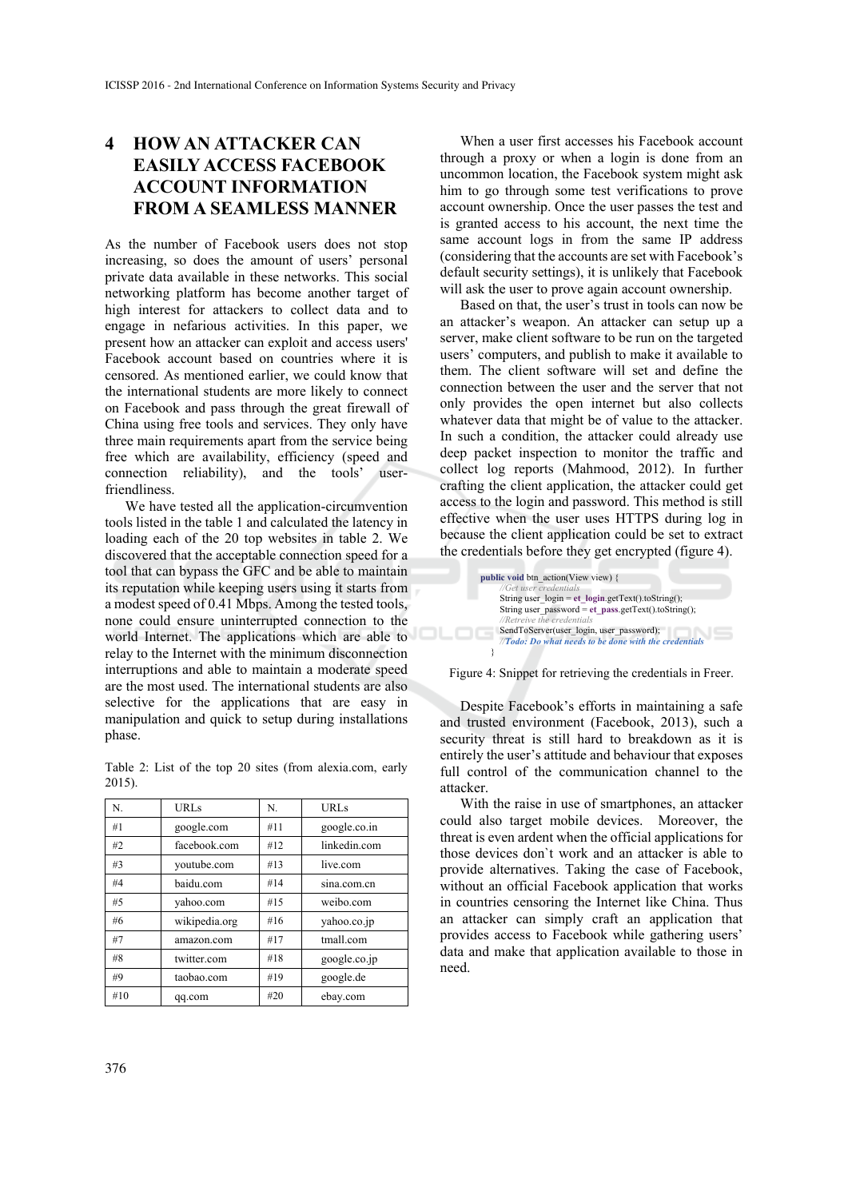## 4 HOW AN ATTACKER CAN EASILY ACCESS FACEBOOK ACCOUNT INFORMATION FROM A SEAMLESS MANNER

As the number of Facebook users does not stop increasing, so does the amount of users' personal private data available in these networks. This social networking platform has become another target of high interest for attackers to collect data and to engage in nefarious activities. In this paper, we present how an attacker can exploit and access users' Facebook account based on countries where it is censored. As mentioned earlier, we could know that the international students are more likely to connect on Facebook and pass through the great firewall of China using free tools and services. They only have three main requirements apart from the service being free which are availability, efficiency (speed and connection reliability), and the tools' user-friendliness.

We have tested all the application-circumvention tools listed in the table 1 and calculated the latency in loading each of the 20 top websites in table 2. We discovered that the acceptable connection speed for a tool that can bypass the GFC and be able to maintain its reputation while keeping users using it starts from a modest speed of 0.41 Mbps. Among the tested tools, none could ensure uninterrupted connection to the world Internet. The applications which are able to relay to the Internet with the minimum disconnection interruptions and able to maintain a moderate speed are the most used. The international students are also selective for the applications that are easy in manipulation and quick to setup during installations phase.

Table 2: List of the top 20 sites (from alexia.com, early 2015).

| N. | URLs | N. | URLs |
|---|---|---|---|
| #1 | google.com | #11 | google.co.in |
| #2 | facebook.com | #12 | linkedin.com |
| #3 | youtube.com | #13 | live.com |
| #4 | baidu.com | #14 | sina.com.cn |
| #5 | yahoo.com | #15 | weibo.com |
| #6 | wikipedia.org | #16 | yahoo.co.jp |
| #7 | amazon.com | #17 | tmall.com |
| #8 | twitter.com | #18 | google.co.jp |
| #9 | taobao.com | #19 | google.de |
| #10 | qq.com | #20 | ebay.com |

When a user first accesses his Facebook account through a proxy or when a login is done from an uncommon location, the Facebook system might ask him to go through some test verifications to prove account ownership. Once the user passes the test and is granted access to his account, the next time the same account logs in from the same IP address (considering that the accounts are set with Facebook's default security settings), it is unlikely that Facebook will ask the user to prove again account ownership.

Based on that, the user's trust in tools can now be an attacker's weapon. An attacker can setup up a server, make client software to be run on the targeted users' computers, and publish to make it available to them. The client software will set and define the connection between the user and the server that not only provides the open internet but also collects whatever data that might be of value to the attacker. In such a condition, the attacker could already use deep packet inspection to monitor the traffic and collect log reports (Mahmood, 2012). In further crafting the client application, the attacker could get access to the login and password. This method is still effective when the user uses HTTPS during log in because the client application could be set to extract the credentials before they get encrypted (figure 4).

```
public void btn_action(View view) {
    //Get user credentials
    String user_login = et_login.getText().toString();
    String user_password = et_pass.getText().toString();
    //Retreive the credentials
    SendToServer(user_login, user_password);
    //Todo: Do what needs to be done with the credentials
}
```

Figure 4: Snippet for retrieving the credentials in Freer.

Despite Facebook's efforts in maintaining a safe and trusted environment (Facebook, 2013), such a security threat is still hard to breakdown as it is entirely the user's attitude and behaviour that exposes full control of the communication channel to the attacker.

With the raise in use of smartphones, an attacker could also target mobile devices. Moreover, the threat is even ardent when the official applications for those devices don`t work and an attacker is able to provide alternatives. Taking the case of Facebook, without an official Facebook application that works in countries censoring the Internet like China. Thus an attacker can simply craft an application that provides access to Facebook while gathering users' data and make that application available to those in need.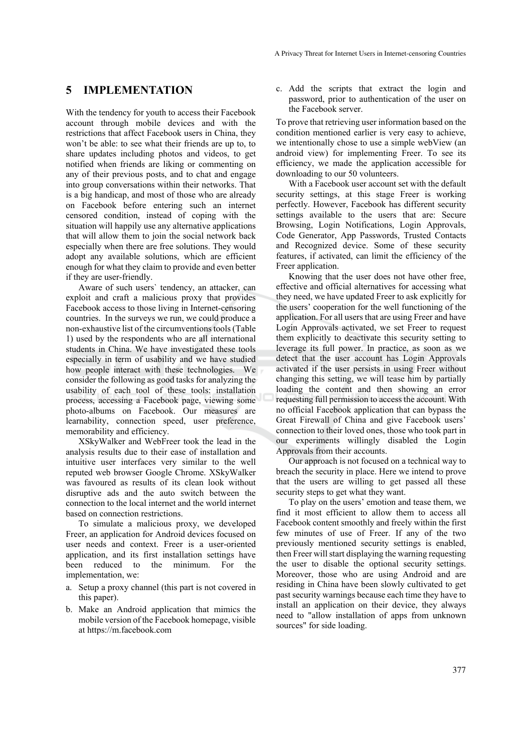## 5 IMPLEMENTATION

With the tendency for youth to access their Facebook account through mobile devices and with the restrictions that affect Facebook users in China, they won't be able: to see what their friends are up to, to share updates including photos and videos, to get notified when friends are liking or commenting on any of their previous posts, and to chat and engage into group conversations within their networks. That is a big handicap, and most of those who are already on Facebook before entering such an internet censored condition, instead of coping with the situation will happily use any alternative applications that will allow them to join the social network back especially when there are free solutions. They would adopt any available solutions, which are efficient enough for what they claim to provide and even better if they are user-friendly.

Aware of such users` tendency, an attacker, can exploit and craft a malicious proxy that provides Facebook access to those living in Internet-censoring countries. In the surveys we run, we could produce a non-exhaustive list of the circumventions tools (Table 1) used by the respondents who are all international students in China. We have investigated these tools especially in term of usability and we have studied how people interact with these technologies. We consider the following as good tasks for analyzing the usability of each tool of these tools: installation process, accessing a Facebook page, viewing some photo-albums on Facebook. Our measures are learnability, connection speed, user preference, memorability and efficiency.

XSkyWalker and WebFreer took the lead in the analysis results due to their ease of installation and intuitive user interfaces very similar to the well reputed web browser Google Chrome. XSkyWalker was favoured as results of its clean look without disruptive ads and the auto switch between the connection to the local internet and the world internet based on connection restrictions.

To simulate a malicious proxy, we developed Freer, an application for Android devices focused on user needs and context. Freer is a user-oriented application, and its first installation settings have been reduced to the minimum. For the implementation, we:

a. Setup a proxy channel (this part is not covered in this paper).
b. Make an Android application that mimics the mobile version of the Facebook homepage, visible at https://m.facebook.com
c. Add the scripts that extract the login and password, prior to authentication of the user on the Facebook server.

To prove that retrieving user information based on the condition mentioned earlier is very easy to achieve, we intentionally chose to use a simple webView (an android view) for implementing Freer. To see its efficiency, we made the application accessible for downloading to our 50 volunteers.

With a Facebook user account set with the default security settings, at this stage Freer is working perfectly. However, Facebook has different security settings available to the users that are: Secure Browsing, Login Notifications, Login Approvals, Code Generator, App Passwords, Trusted Contacts and Recognized device. Some of these security features, if activated, can limit the efficiency of the Freer application.

Knowing that the user does not have other free, effective and official alternatives for accessing what they need, we have updated Freer to ask explicitly for the users' cooperation for the well functioning of the application. For all users that are using Freer and have Login Approvals activated, we set Freer to request them explicitly to deactivate this security setting to leverage its full power. In practice, as soon as we detect that the user account has Login Approvals activated if the user persists in using Freer without changing this setting, we will tease him by partially loading the content and then showing an error requesting full permission to access the account. With no official Facebook application that can bypass the Great Firewall of China and give Facebook users' connection to their loved ones, those who took part in our experiments willingly disabled the Login Approvals from their accounts.

Our approach is not focused on a technical way to breach the security in place. Here we intend to prove that the users are willing to get passed all these security steps to get what they want.

To play on the users' emotion and tease them, we find it most efficient to allow them to access all Facebook content smoothly and freely within the first few minutes of use of Freer. If any of the two previously mentioned security settings is enabled, then Freer will start displaying the warning requesting the user to disable the optional security settings. Moreover, those who are using Android and are residing in China have been slowly cultivated to get past security warnings because each time they have to install an application on their device, they always need to "allow installation of apps from unknown sources" for side loading.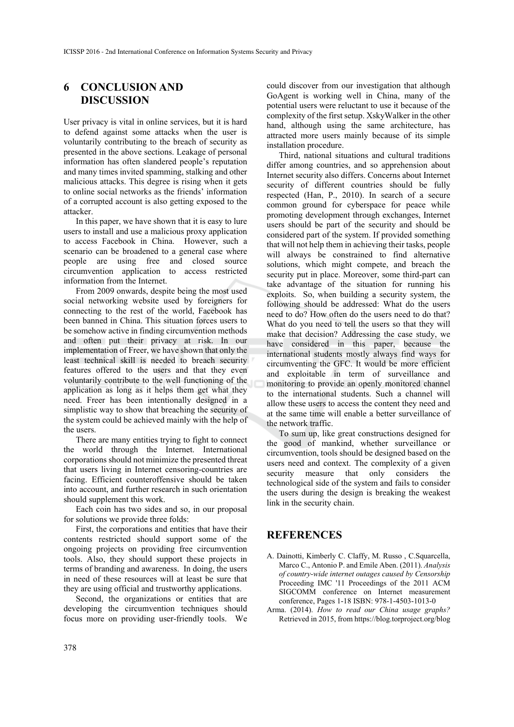## 6 CONCLUSION AND DISCUSSION

User privacy is vital in online services, but it is hard to defend against some attacks when the user is voluntarily contributing to the breach of security as presented in the above sections. Leakage of personal information has often slandered people's reputation and many times invited spamming, stalking and other malicious attacks. This degree is rising when it gets to online social networks as the friends' information of a corrupted account is also getting exposed to the attacker.

In this paper, we have shown that it is easy to lure users to install and use a malicious proxy application to access Facebook in China. However, such a scenario can be broadened to a general case where people are using free and closed source circumvention application to access restricted information from the Internet.

From 2009 onwards, despite being the most used social networking website used by foreigners for connecting to the rest of the world, Facebook has been banned in China. This situation forces users to be somehow active in finding circumvention methods and often put their privacy at risk. In our implementation of Freer, we have shown that only the least technical skill is needed to breach security features offered to the users and that they even voluntarily contribute to the well functioning of the application as long as it helps them get what they need. Freer has been intentionally designed in a simplistic way to show that breaching the security of the system could be achieved mainly with the help of the users.

There are many entities trying to fight to connect the world through the Internet. International corporations should not minimize the presented threat that users living in Internet censoring-countries are facing. Efficient counteroffensive should be taken into account, and further research in such orientation should supplement this work.

Each coin has two sides and so, in our proposal for solutions we provide three folds:

First, the corporations and entities that have their contents restricted should support some of the ongoing projects on providing free circumvention tools. Also, they should support these projects in terms of branding and awareness. In doing, the users in need of these resources will at least be sure that they are using official and trustworthy applications.

Second, the organizations or entities that are developing the circumvention techniques should focus more on providing user-friendly tools. We could discover from our investigation that although GoAgent is working well in China, many of the potential users were reluctant to use it because of the complexity of the first setup. XskyWalker in the other hand, although using the same architecture, has attracted more users mainly because of its simple installation procedure.

Third, national situations and cultural traditions differ among countries, and so apprehension about Internet security also differs. Concerns about Internet security of different countries should be fully respected (Han, P., 2010). In search of a secure common ground for cyberspace for peace while promoting development through exchanges, Internet users should be part of the security and should be considered part of the system. If provided something that will not help them in achieving their tasks, people will always be constrained to find alternative solutions, which might compete, and breach the security put in place. Moreover, some third-part can take advantage of the situation for running his exploits. So, when building a security system, the following should be addressed: What do the users need to do? How often do the users need to do that? What do you need to tell the users so that they will make that decision? Addressing the case study, we have considered in this paper, because the international students mostly always find ways for circumventing the GFC. It would be more efficient and exploitable in term of surveillance and monitoring to provide an openly monitored channel to the international students. Such a channel will allow these users to access the content they need and at the same time will enable a better surveillance of the network traffic.

To sum up, like great constructions designed for the good of mankind, whether surveillance or circumvention, tools should be designed based on the users need and context. The complexity of a given security measure that only considers the technological side of the system and fails to consider the users during the design is breaking the weakest link in the security chain.

## REFERENCES

A. Dainotti, Kimberly C. Claffy, M. Russo , C.Squarcella, Marco C., Antonio P. and Emile Aben. (2011). *Analysis of country-wide internet outages caused by Censorship* Proceeding IMC '11 Proceedings of the 2011 ACM SIGCOMM conference on Internet measurement conference, Pages 1-18 ISBN: 978-1-4503-1013-0

Arma. (2014). *How to read our China usage graphs?* Retrieved in 2015, from https://blog.torproject.org/blog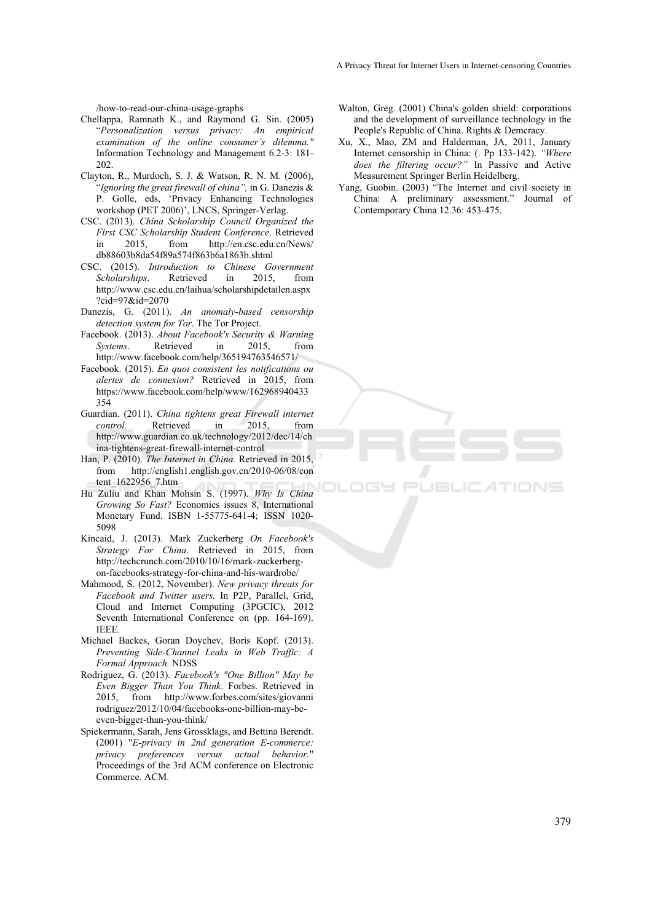/how-to-read-our-china-usage-graphs

Chellappa, Ramnath K., and Raymond G. Sin. (2005) "*Personalization versus privacy: An empirical examination of the online consumer's dilemma."* Information Technology and Management 6.2-3: 181-202.

Clayton, R., Murdoch, S. J. & Watson, R. N. M. (2006), "*Ignoring the great firewall of china",* in G. Danezis & P. Golle, eds, 'Privacy Enhancing Technologies workshop (PET 2006)', LNCS, Springer-Verlag.

CSC. (2013). *China Scholarship Council Organized the First CSC Scholarship Student Conference*. Retrieved in 2015, from http://en.csc.edu.cn/News/db88603b8da54f89a574f863b6a1863b.shtml

CSC. (2015). *Introduction to Chinese Government Scholarships*. Retrieved in 2015, from http://www.csc.edu.cn/laihua/scholarshipdetailen.aspx?cid=97&id=2070

Danezis, G. (2011). *An anomaly-based censorship detection system for Tor*. The Tor Project.

Facebook. (2013). *About Facebook's Security & Warning Systems*. Retrieved in 2015, from http://www.facebook.com/help/365194763546571/

Facebook. (2015). *En quoi consistent les notifications ou alertes de connexion?* Retrieved in 2015, from https://www.facebook.com/help/www/162968940433354

Guardian. (2011). *China tightens great Firewall internet control.* Retrieved in 2015, from http://www.guardian.co.uk/technology/2012/dec/14/china-tightens-great-firewall-internet-control

Han, P. (2010). *The Internet in China.* Retrieved in 2015, from http://english1.english.gov.cn/2010-06/08/content_1622956_7.htm

Hu Zuliu and Khan Mohsin S. (1997). *Why Is China Growing So Fast?* Economics issues 8, International Monetary Fund. ISBN 1-55775-641-4; ISSN 1020-5098

Kincaid, J. (2013). Mark Zuckerberg *On Facebook's Strategy For China*. Retrieved in 2015, from http://techcrunch.com/2010/10/16/mark-zuckerberg-on-facebooks-strategy-for-china-and-his-wardrobe/

Mahmood, S. (2012, November). *New privacy threats for Facebook and Twitter users.* In P2P, Parallel, Grid, Cloud and Internet Computing (3PGCIC), 2012 Seventh International Conference on (pp. 164-169). IEEE.

Michael Backes, Goran Doychev, Boris Kopf. (2013). *Preventing Side-Channel Leaks in Web Traffic: A Formal Approach.* NDSS

Rodriguez, G. (2013). *Facebook's "One Billion" May be Even Bigger Than You Think*. Forbes. Retrieved in 2015, from http://www.forbes.com/sites/giovannirodriguez/2012/10/04/facebooks-one-billion-may-be-even-bigger-than-you-think/

Spiekermann, Sarah, Jens Grossklags, and Bettina Berendt. (2001) "*E-privacy in 2nd generation E-commerce: privacy preferences versus actual behavior.*" Proceedings of the 3rd ACM conference on Electronic Commerce. ACM.

Walton, Greg. (2001) China's golden shield: corporations and the development of surveillance technology in the People's Republic of China. Rights & Demcracy.

Xu, X., Mao, ZM and Halderman, JA, 2011, January Internet censorship in China: (. Pp 133-142). *"Where does the filtering occur?"* In Passive and Active Measurement Springer Berlin Heidelberg.

Yang, Guobin. (2003) "The Internet and civil society in China: A preliminary assessment." Journal of Contemporary China 12.36: 453-475.